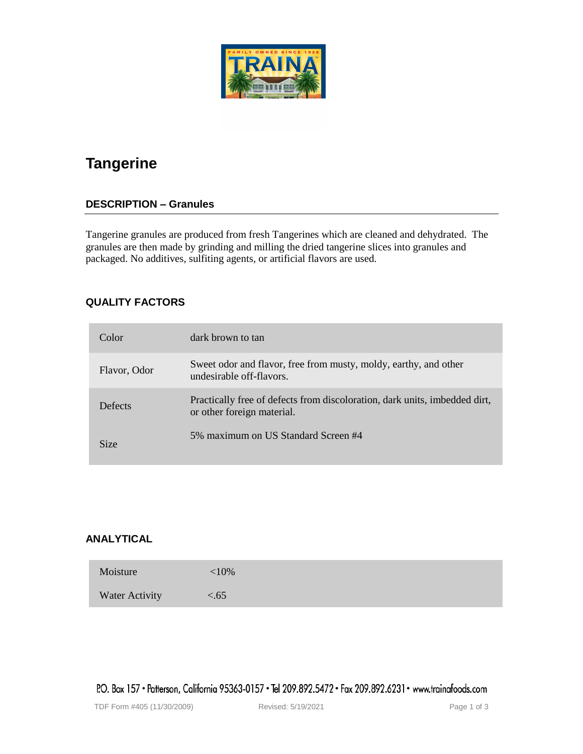# Tangerine

## DESCRIPTION – Granules

Tangerine granules are produced from fresh Tangerines which are cleaned and dehydrated. The granules are then made by grinding and milling the dried tangerine slices into granules and packaged. No additives, sulfiting agents, or artificial flavors are used.

## QUALITY FACTORS

| | |
|---|---|
| Color | dark brown to tan |
| Flavor, Odor | Sweet odor and flavor, free from musty, moldy, earthy, and other undesirable off-flavors. |
| Defects | Practically free of defects from discoloration, dark units, imbedded dirt, or other foreign material. |
| Size | 5% maximum on US Standard Screen #4 |

## ANALYTICAL

| | |
|---|---|
| Moisture | <10% |
| Water Activity | <.65 |

P.O. Box 157 • Patterson, California 95363-0157 • Tel 209.892.5472 • Fax 209.892.6231 • www.trainafoods.com

TDF Form #405 (11/30/2009) Revised: 5/19/2021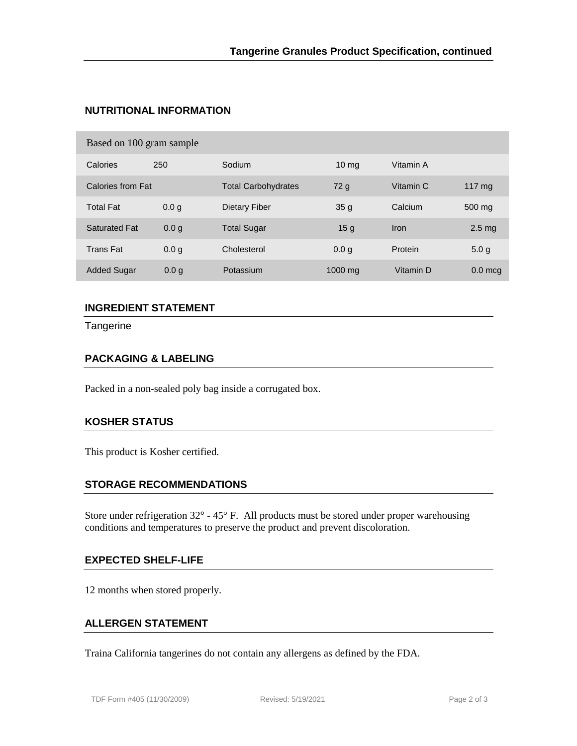## NUTRITIONAL INFORMATION

| Based on 100 gram sample | | | | | |
|---|---|---|---|---|---|
| Calories | 250 | Sodium | 10 mg | Vitamin A | |
| Calories from Fat | | Total Carbohydrates | 72 g | Vitamin C | 117 mg |
| Total Fat | 0.0 g | Dietary Fiber | 35 g | Calcium | 500 mg |
| Saturated Fat | 0.0 g | Total Sugar | 15 g | Iron | 2.5 mg |
| Trans Fat | 0.0 g | Cholesterol | 0.0 g | Protein | 5.0 g |
| Added Sugar | 0.0 g | Potassium | 1000 mg | Vitamin D | 0.0 mcg |

## INGREDIENT STATEMENT

Tangerine

## PACKAGING & LABELING

Packed in a non-sealed poly bag inside a corrugated box.

## KOSHER STATUS

This product is Kosher certified.

## STORAGE RECOMMENDATIONS

Store under refrigeration 32° - 45° F. All products must be stored under proper warehousing conditions and temperatures to preserve the product and prevent discoloration.

## EXPECTED SHELF-LIFE

12 months when stored properly.

## ALLERGEN STATEMENT

Traina California tangerines do not contain any allergens as defined by the FDA.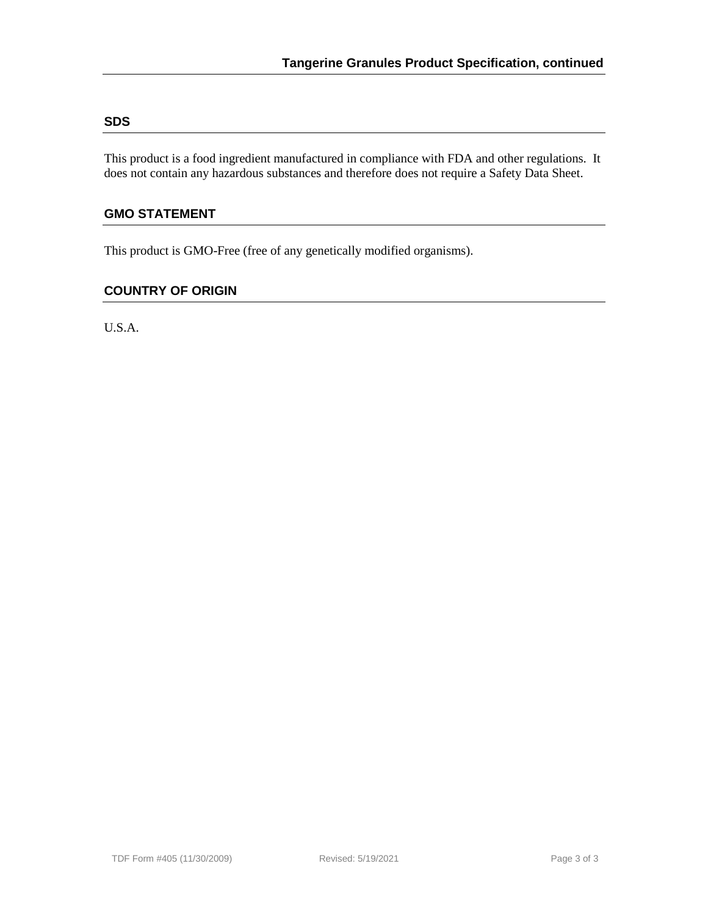## SDS

This product is a food ingredient manufactured in compliance with FDA and other regulations. It does not contain any hazardous substances and therefore does not require a Safety Data Sheet.

## GMO STATEMENT

This product is GMO-Free (free of any genetically modified organisms).

## COUNTRY OF ORIGIN

U.S.A.